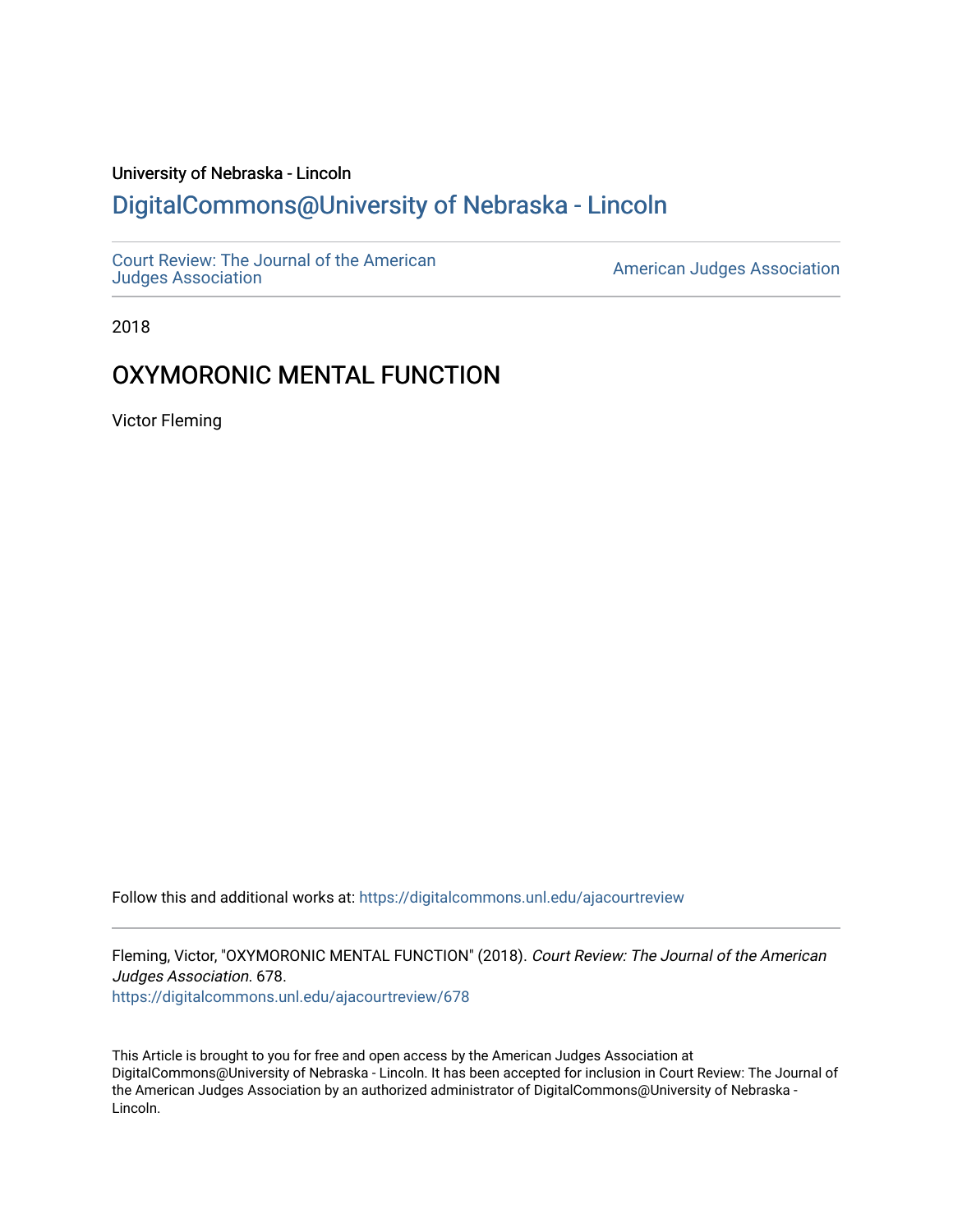University of Nebraska - Lincoln

# DigitalCommons@University of Nebraska - Lincoln

Court Review: The Journal of the American Judges Association | American Judges Association

2018

## OXYMORONIC MENTAL FUNCTION

Victor Fleming

Follow this and additional works at: https://digitalcommons.unl.edu/ajacourtreview

Fleming, Victor, "OXYMORONIC MENTAL FUNCTION" (2018). *Court Review: The Journal of the American Judges Association*. 678.
https://digitalcommons.unl.edu/ajacourtreview/678

This Article is brought to you for free and open access by the American Judges Association at DigitalCommons@University of Nebraska - Lincoln. It has been accepted for inclusion in Court Review: The Journal of the American Judges Association by an authorized administrator of DigitalCommons@University of Nebraska - Lincoln.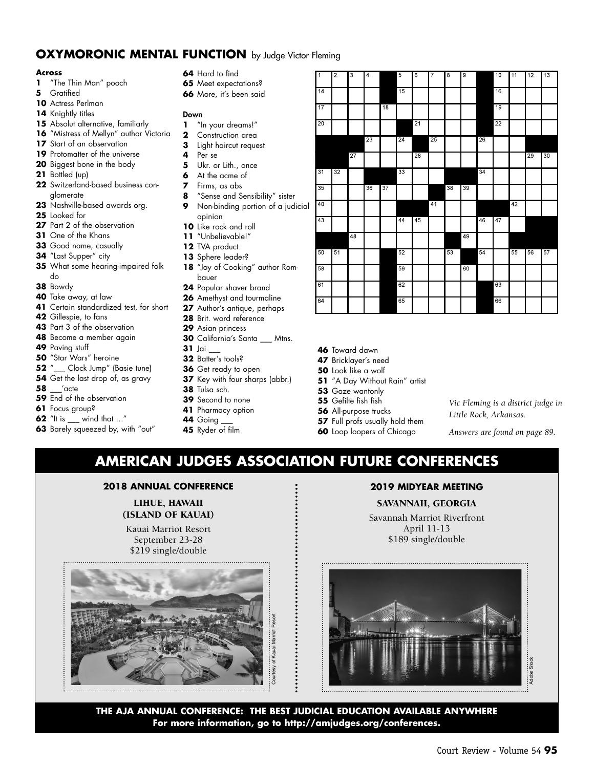## OXYMORONIC MENTAL FUNCTION by Judge Victor Fleming

**Across**

**1** "The Thin Man" pooch
**5** Gratified
**10** Actress Perlman
**14** Knightly titles
**15** Absolut alternative, familiarly
**16** "Mistress of Mellyn" author Victoria
**17** Start of an observation
**19** Protomatter of the universe
**20** Biggest bone in the body
**21** Bottled (up)
**22** Switzerland-based business conglomerate
**23** Nashville-based awards org.
**25** Looked for
**27** Part 2 of the observation
**31** One of the Khans
**33** Good name, casually
**34** "Last Supper" city
**35** What some hearing-impaired folk do
**38** Bawdy
**40** Take away, at law
**41** Certain standardized test, for short
**42** Gillespie, to fans
**43** Part 3 of the observation
**48** Become a member again
**49** Paving stuff
**50** "Star Wars" heroine
**52** "___ Clock Jump" (Basie tune)
**54** Get the last drop of, as gravy
**58** ___'acte
**59** End of the observation
**61** Focus group?
**62** "It is ___ wind that ..."
**63** Barely squeezed by, with "out"
**64** Hard to find
**65** Meet expectations?
**66** More, it's been said

**Down**

**1** "In your dreams!"
**2** Construction area
**3** Light haircut request
**4** Per se
**5** Ukr. or Lith., once
**6** At the acme of
**7** Firms, as abs
**8** "Sense and Sensibility" sister
**9** Non-binding portion of a judicial opinion
**10** Like rock and roll
**11** "Unbelievable!"
**12** TVA product
**13** Sphere leader?
**18** "Joy of Cooking" author Rombauer
**24** Popular shaver brand
**26** Amethyst and tourmaline
**27** Author's antique, perhaps
**28** Brit. word reference
**29** Asian princess
**30** California's Santa ___ Mtns.
**31** Jai ___
**32** Batter's tools?
**36** Get ready to open
**37** Key with four sharps (abbr.)
**38** Tulsa sch.
**39** Second to none
**41** Pharmacy option
**44** Going ___
**45** Ryder of film
**46** Toward dawn
**47** Bricklayer's need
**50** Look like a wolf
**51** "A Day Without Rain" artist
**53** Gaze wantonly
**55** Gefilte fish fish
**56** All-purpose trucks
**57** Full profs usually hold them
**60** Loop loopers of Chicago

*Vic Fleming is a district judge in Little Rock, Arkansas.*

*Answers are found on page 89.*

## AMERICAN JUDGES ASSOCIATION FUTURE CONFERENCES

### 2018 ANNUAL CONFERENCE

LIHUE, HAWAII
(ISLAND OF KAUAI)

Kauai Marriott Resort
September 23-28
$219 single/double

Courtesy of Kauai Marriott Resort

### 2019 MIDYEAR MEETING

SAVANNAH, GEORGIA

Savannah Marriott Riverfront
April 11-13
$189 single/double

Adobe Stock

**THE AJA ANNUAL CONFERENCE: THE BEST JUDICIAL EDUCATION AVAILABLE ANYWHERE**
**For more information, go to http://amjudges.org/conferences.**